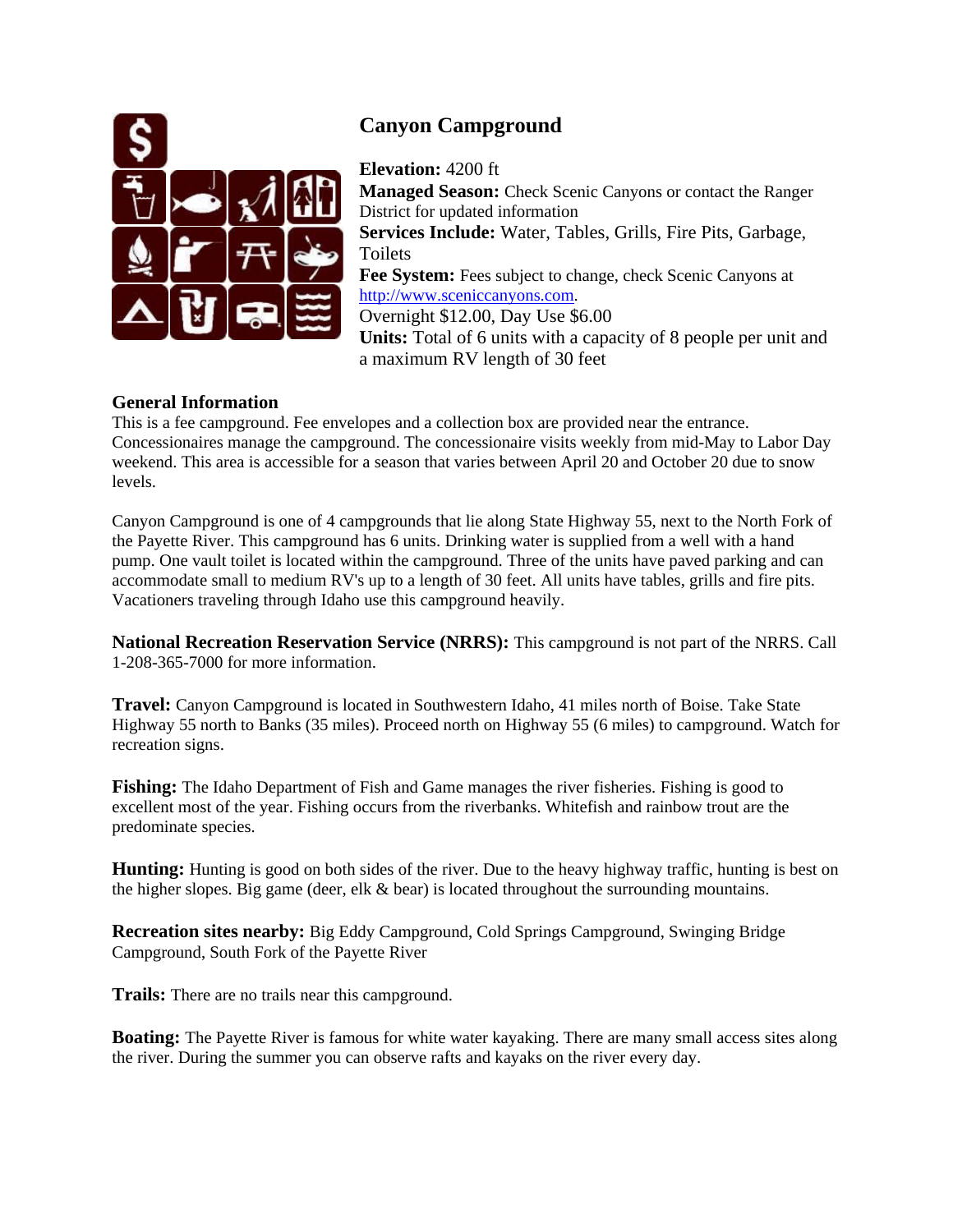# Canyon Campground

**Elevation:** 4200 ft
**Managed Season:** Check Scenic Canyons or contact the Ranger District for updated information
**Services Include:** Water, Tables, Grills, Fire Pits, Garbage, Toilets
**Fee System:** Fees subject to change, check Scenic Canyons at http://www.sceniccanyons.com.
Overnight $12.00, Day Use $6.00
**Units:** Total of 6 units with a capacity of 8 people per unit and a maximum RV length of 30 feet

## General Information

This is a fee campground. Fee envelopes and a collection box are provided near the entrance. Concessionaires manage the campground. The concessionaire visits weekly from mid-May to Labor Day weekend. This area is accessible for a season that varies between April 20 and October 20 due to snow levels.

Canyon Campground is one of 4 campgrounds that lie along State Highway 55, next to the North Fork of the Payette River. This campground has 6 units. Drinking water is supplied from a well with a hand pump. One vault toilet is located within the campground. Three of the units have paved parking and can accommodate small to medium RV's up to a length of 30 feet. All units have tables, grills and fire pits. Vacationers traveling through Idaho use this campground heavily.

**National Recreation Reservation Service (NRRS):** This campground is not part of the NRRS. Call 1-208-365-7000 for more information.

**Travel:** Canyon Campground is located in Southwestern Idaho, 41 miles north of Boise. Take State Highway 55 north to Banks (35 miles). Proceed north on Highway 55 (6 miles) to campground. Watch for recreation signs.

**Fishing:** The Idaho Department of Fish and Game manages the river fisheries. Fishing is good to excellent most of the year. Fishing occurs from the riverbanks. Whitefish and rainbow trout are the predominate species.

**Hunting:** Hunting is good on both sides of the river. Due to the heavy highway traffic, hunting is best on the higher slopes. Big game (deer, elk & bear) is located throughout the surrounding mountains.

**Recreation sites nearby:** Big Eddy Campground, Cold Springs Campground, Swinging Bridge Campground, South Fork of the Payette River

**Trails:** There are no trails near this campground.

**Boating:** The Payette River is famous for white water kayaking. There are many small access sites along the river. During the summer you can observe rafts and kayaks on the river every day.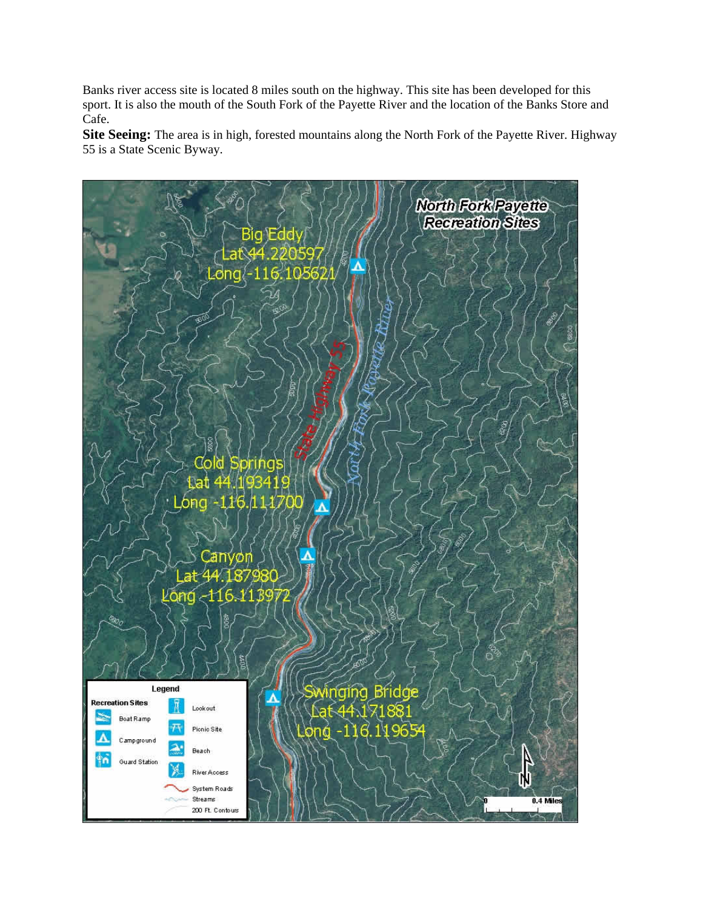Banks river access site is located 8 miles south on the highway. This site has been developed for this sport. It is also the mouth of the South Fork of the Payette River and the location of the Banks Store and Cafe.

**Site Seeing:** The area is in high, forested mountains along the North Fork of the Payette River. Highway 55 is a State Scenic Byway.

**North Fork Payette Recreation Sites**

Big Eddy
Lat 44.220597
Long -116.105621

Cold Springs
Lat 44.193419
Long -116.111700

Canyon
Lat 44.187980
Long -116.113972

Swinging Bridge
Lat 44.171881
Long -116.119654

State Highway 55

North Fork Payette River

Legend

Recreation Sites

- Boat Ramp
- Campground
- Guard Station
- Lookout
- Picnic Site
- Beach
- River Access
- System Roads
- Streams
- 200 Ft. Contours

0 — 0.4 Miles

N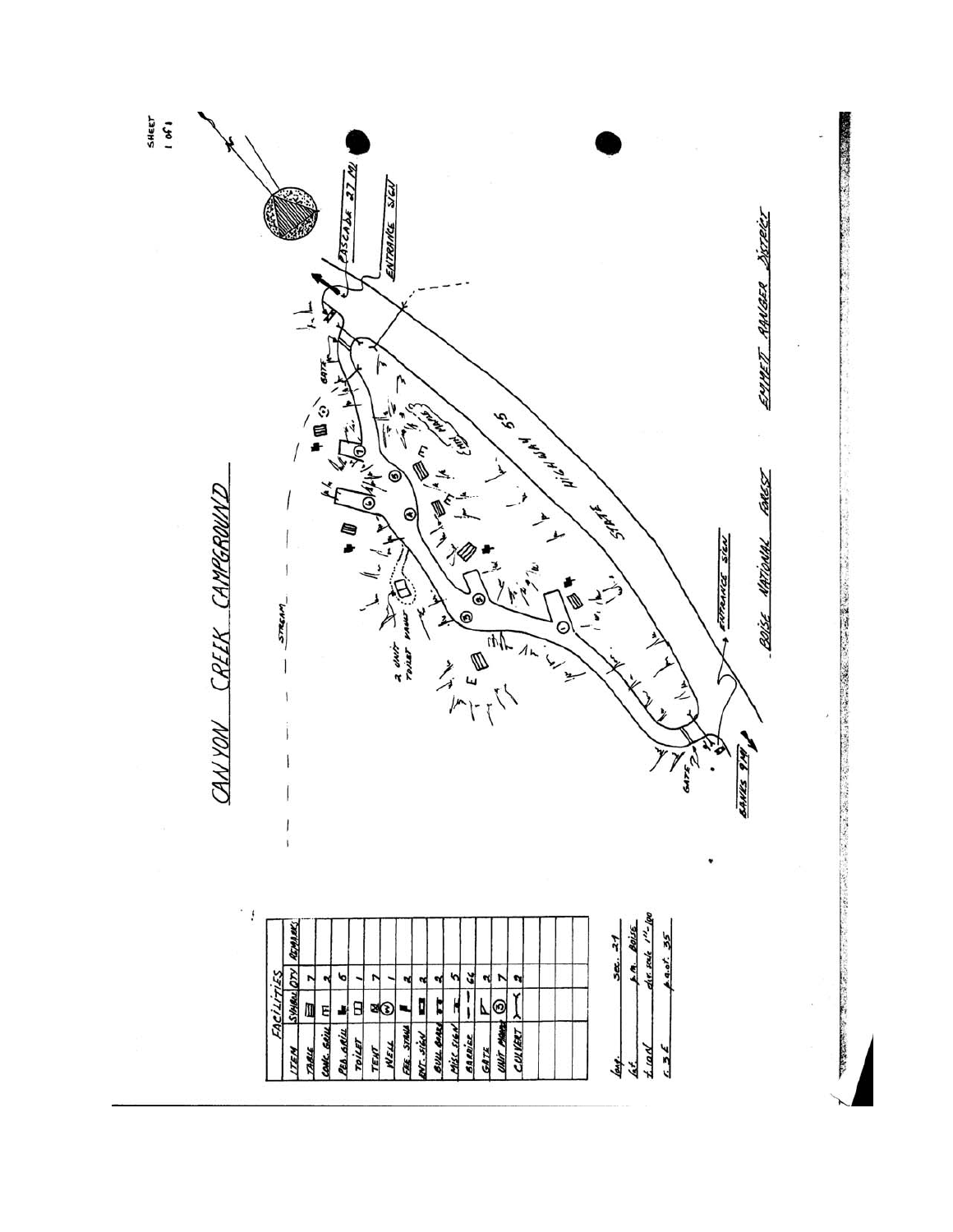# CANYON CREEK CAMPGROUND

SHEET 1 OF 1

| FACILITIES | | | |
|---|---|---|---|
| ITEM | SYMBOL | QTY | REMARKS |
| TABLE | | 7 | |
| CONC. GRILL | | 2 | |
| PED. GRILL | | 6 | |
| TOILET | | 1 | |
| TENT | | 7 | |
| WELL | | 1 | |
| FEE. STAND | | 2 | |
| ENT. SIGN | | 2 | |
| BULL. BOARD | | 2 | |
| MISC. SIGN | | 5 | |
| BARRICADE | | 66 | |
| GATE | | 2 | |
| UNIT MARKER | | 7 | |
| CULVERT | | 2 | |

Long. — Sec. 21
Lat. — B.M. BOISE
T. 10 N — dir. scale 1" = 100
R. 3 E — prot. 35

STREAM

2 UNIT TOILET VAULT

GATE

STATE HIGHWAY 55

ENTRANCE SIGN

CASCADE 27 MI

BANKS 9 MI

BOISE NATIONAL FOREST

EMMETT RANGER DISTRICT